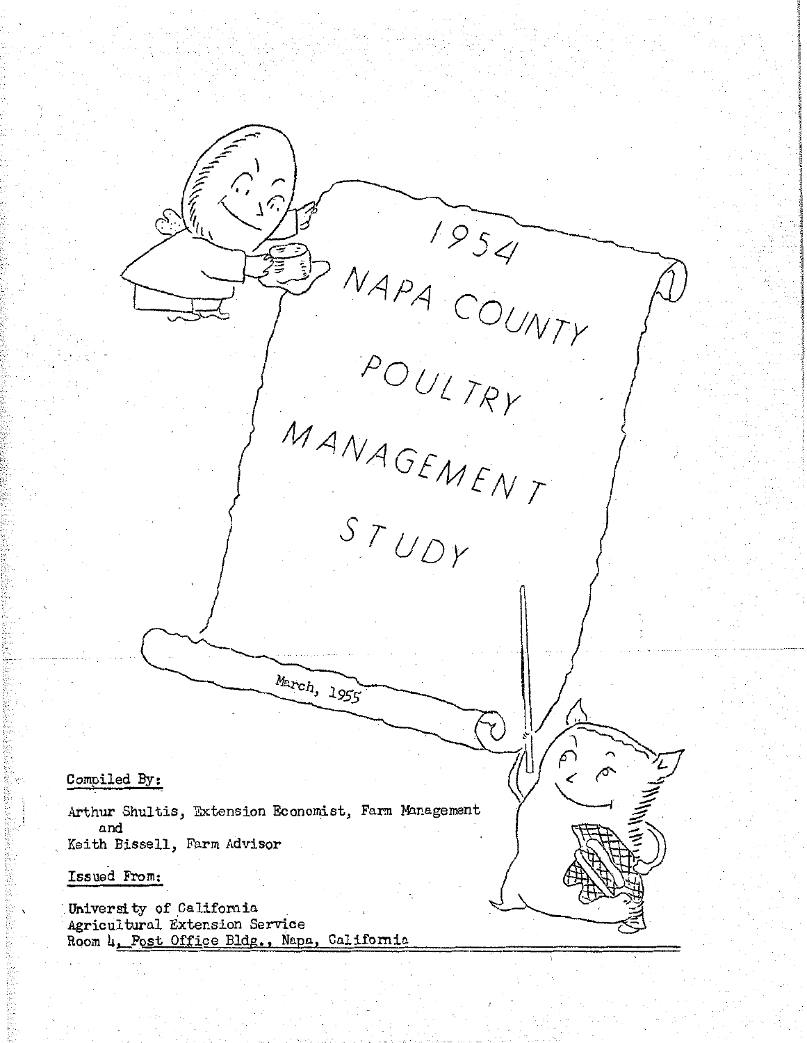# 1954 NAPA COUNTY POULTRY MANAGEMENT STUDY

March, 1955

Compiled By:

Arthur Shultis, Extension Economist, Farm Management
and
Keith Bissell, Farm Advisor

Issued From:

University of California
Agricultural Extension Service
Room 4, Post Office Bldg., Napa, California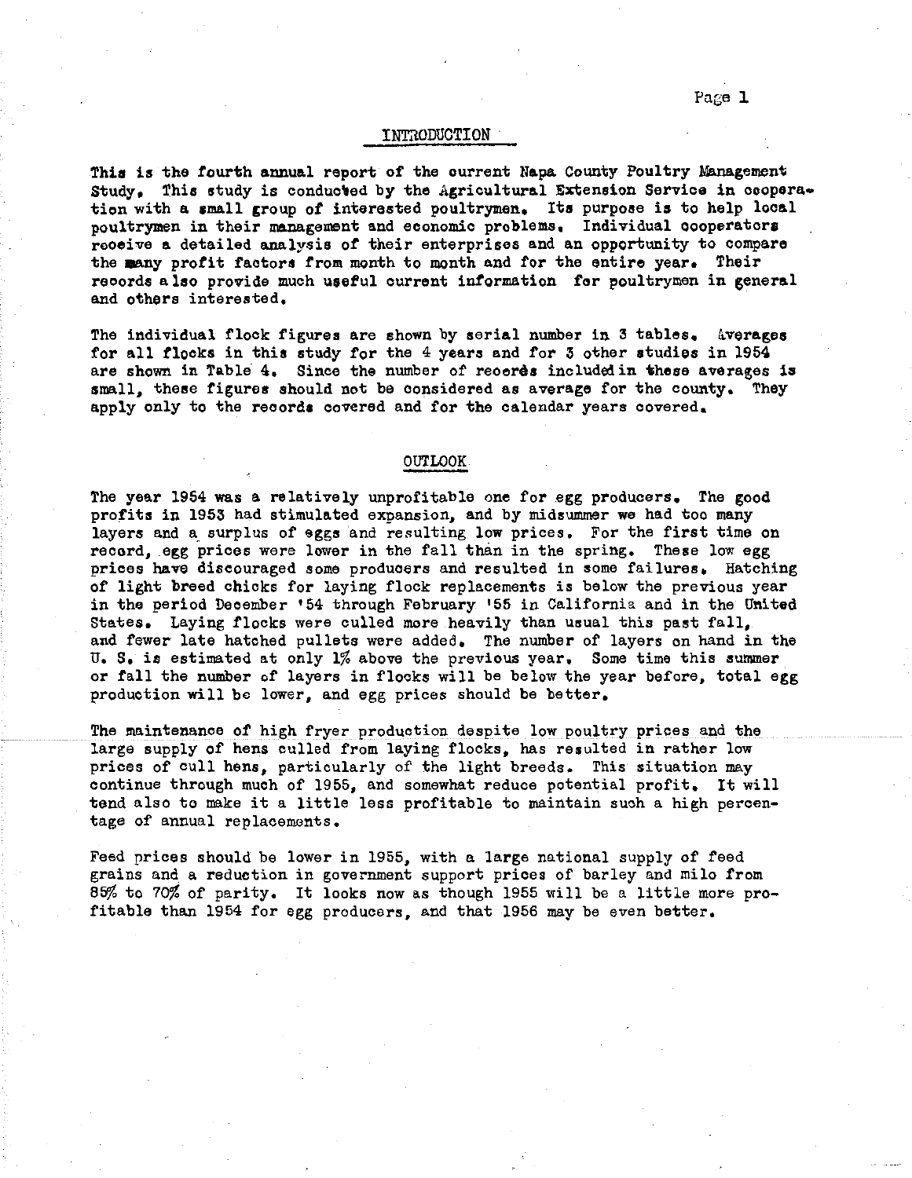## INTRODUCTION

This is the fourth annual report of the current Napa County Poultry Management Study. This study is conducted by the Agricultural Extension Service in cooperation with a small group of interested poultrymen. Its purpose is to help local poultrymen in their management and economic problems. Individual cooperators receive a detailed analysis of their enterprises and an opportunity to compare the many profit factors from month to month and for the entire year. Their records also provide much useful current information for poultrymen in general and others interested.

The individual flock figures are shown by serial number in 3 tables. Averages for all flocks in this study for the 4 years and for 3 other studies in 1954 are shown in Table 4. Since the number of records included in these averages is small, these figures should not be considered as average for the county. They apply only to the records covered and for the calendar years covered.

## OUTLOOK

The year 1954 was a relatively unprofitable one for egg producers. The good profits in 1953 had stimulated expansion, and by midsummer we had too many layers and a surplus of eggs and resulting low prices. For the first time on record, egg prices were lower in the fall than in the spring. These low egg prices have discouraged some producers and resulted in some failures. Hatching of light breed chicks for laying flock replacements is below the previous year in the period December '54 through February '55 in California and in the United States. Laying flocks were culled more heavily than usual this past fall, and fewer late hatched pullets were added. The number of layers on hand in the U. S. is estimated at only 1% above the previous year. Some time this summer or fall the number of layers in flocks will be below the year before, total egg production will be lower, and egg prices should be better.

The maintenance of high fryer production despite low poultry prices and the large supply of hens culled from laying flocks, has resulted in rather low prices of cull hens, particularly of the light breeds. This situation may continue through much of 1955, and somewhat reduce potential profit. It will tend also to make it a little less profitable to maintain such a high percentage of annual replacements.

Feed prices should be lower in 1955, with a large national supply of feed grains and a reduction in government support prices of barley and milo from 85% to 70% of parity. It looks now as though 1955 will be a little more profitable than 1954 for egg producers, and that 1956 may be even better.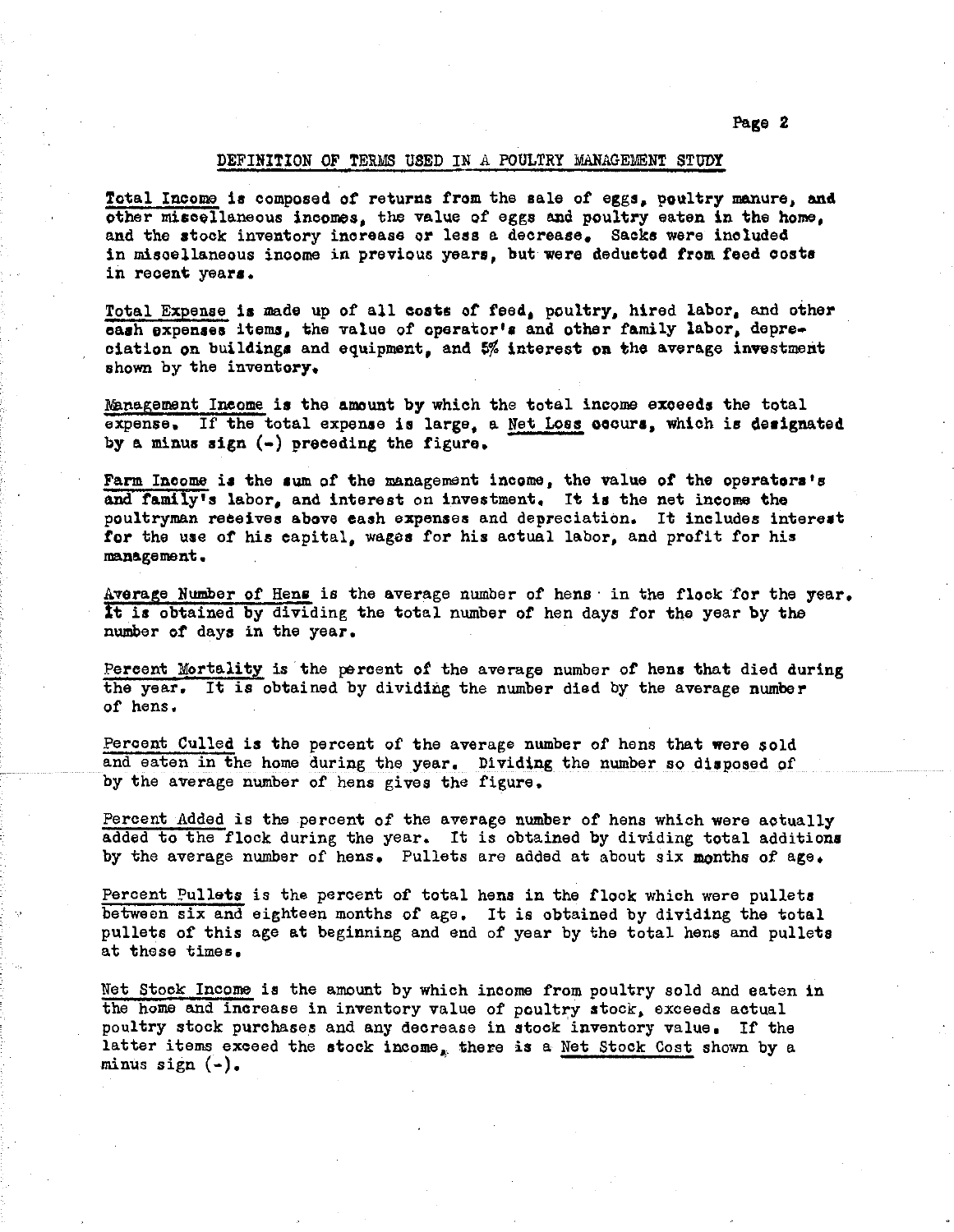## DEFINITION OF TERMS USED IN A POULTRY MANAGEMENT STUDY

Total Income is composed of returns from the sale of eggs, poultry manure, and other miscellaneous incomes, the value of eggs and poultry eaten in the home, and the stock inventory increase or less a decrease. Sacks were included in miscellaneous income in previous years, but were deducted from feed costs in recent years.

Total Expense is made up of all costs of feed, poultry, hired labor, and other cash expenses items, the value of operator's and other family labor, depreciation on buildings and equipment, and 5% interest on the average investment shown by the inventory.

Management Income is the amount by which the total income exceeds the total expense. If the total expense is large, a Net Loss occurs, which is designated by a minus sign (-) preceding the figure.

Farm Income is the sum of the management income, the value of the operators's and family's labor, and interest on investment. It is the net income the poultryman receives above cash expenses and depreciation. It includes interest for the use of his capital, wages for his actual labor, and profit for his management.

Average Number of Hens is the average number of hens in the flock for the year. It is obtained by dividing the total number of hen days for the year by the number of days in the year.

Percent Mortality is the percent of the average number of hens that died during the year. It is obtained by dividing the number died by the average number of hens.

Percent Culled is the percent of the average number of hens that were sold and eaten in the home during the year. Dividing the number so disposed of by the average number of hens gives the figure.

Percent Added is the percent of the average number of hens which were actually added to the flock during the year. It is obtained by dividing total additions by the average number of hens. Pullets are added at about six months of age.

Percent Pullets is the percent of total hens in the flock which were pullets between six and eighteen months of age. It is obtained by dividing the total pullets of this age at beginning and end of year by the total hens and pullets at these times.

Net Stock Income is the amount by which income from poultry sold and eaten in the home and increase in inventory value of poultry stock, exceeds actual poultry stock purchases and any decrease in stock inventory value. If the latter items exceed the stock income, there is a Net Stock Cost shown by a minus sign (-).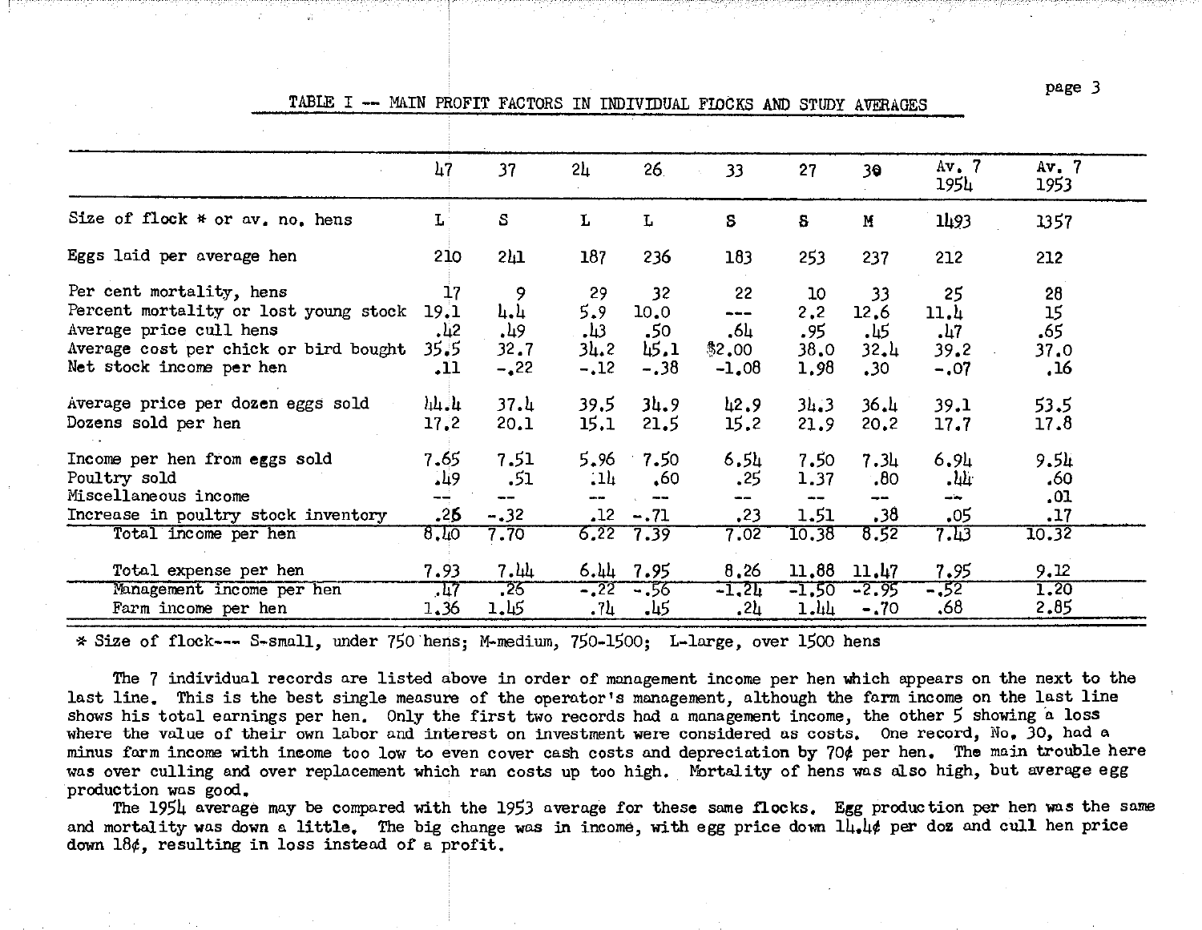## TABLE I -- MAIN PROFIT FACTORS IN INDIVIDUAL FLOCKS AND STUDY AVERAGES

| | 47 | 37 | 24 | 26 | 33 | 27 | 30 | Av. 7 1954 | Av. 7 1953 |
|---|---|---|---|---|---|---|---|---|---|
| Size of flock * or av. no. hens | L | S | L | L | S | S | M | 1493 | 1357 |
| Eggs laid per average hen | 210 | 241 | 187 | 236 | 183 | 253 | 237 | 212 | 212 |
| Per cent mortality, hens | 17 | 9 | 29 | 32 | 22 | 10 | 33 | 25 | 28 |
| Percent mortality or lost young stock | 19.1 | 4.4 | 5.9 | 10.0 | --- | 2.2 | 12.6 | 11.4 | 15 |
| Average price cull hens | .42 | .49 | .43 | .50 | .64 | .95 | .45 | .47 | .65 |
| Average cost per chick or bird bought | 35.5 | 32.7 | 34.2 | 45.1 | $2.00 | 38.0 | 32.4 | 39.2 | 37.0 |
| Net stock income per hen | .11 | -.22 | -.12 | -.38 | -1.08 | 1.98 | .30 | -.07 | .16 |
| Average price per dozen eggs sold | 44.4 | 37.4 | 39.5 | 34.9 | 42.9 | 34.3 | 36.4 | 39.1 | 53.5 |
| Dozens sold per hen | 17.2 | 20.1 | 15.1 | 21.5 | 15.2 | 21.9 | 20.2 | 17.7 | 17.8 |
| Income per hen from eggs sold | 7.65 | 7.51 | 5.96 | 7.50 | 6.54 | 7.50 | 7.34 | 6.94 | 9.54 |
| Poultry sold | .49 | .51 | .14 | .60 | .25 | 1.37 | .80 | .44 | .60 |
| Miscellaneous income | -- | -- | -- | -- | -- | -- | -- | -- | .01 |
| Increase in poultry stock inventory | .26 | -.32 | .12 | -.71 | .23 | 1.51 | .38 | .05 | .17 |
| Total income per hen | 8.40 | 7.70 | 6.22 | 7.39 | 7.02 | 10.38 | 8.52 | 7.43 | 10.32 |
| Total expense per hen | 7.93 | 7.44 | 6.44 | 7.95 | 8.26 | 11.88 | 11.47 | 7.95 | 9.12 |
| Management income per hen | .47 | .26 | -.22 | -.56 | -1.24 | -1.50 | -2.95 | -.52 | 1.20 |
| Farm income per hen | 1.36 | 1.45 | .74 | .45 | .24 | 1.44 | -.70 | .68 | 2.85 |

* Size of flock--- S-small, under 750 hens; M-medium, 750-1500; L-large, over 1500 hens

The 7 individual records are listed above in order of management income per hen which appears on the next to the last line. This is the best single measure of the operator's management, although the farm income on the last line shows his total earnings per hen. Only the first two records had a management income, the other 5 showing a loss where the value of their own labor and interest on investment were considered as costs. One record, No. 30, had a minus farm income with income too low to even cover cash costs and depreciation by 70¢ per hen. The main trouble here was over culling and over replacement which ran costs up too high. Mortality of hens was also high, but average egg production was good.

The 1954 average may be compared with the 1953 average for these same flocks. Egg production per hen was the same and mortality was down a little. The big change was in income, with egg price down 14.4¢ per doz and cull hen price down 18¢, resulting in loss instead of a profit.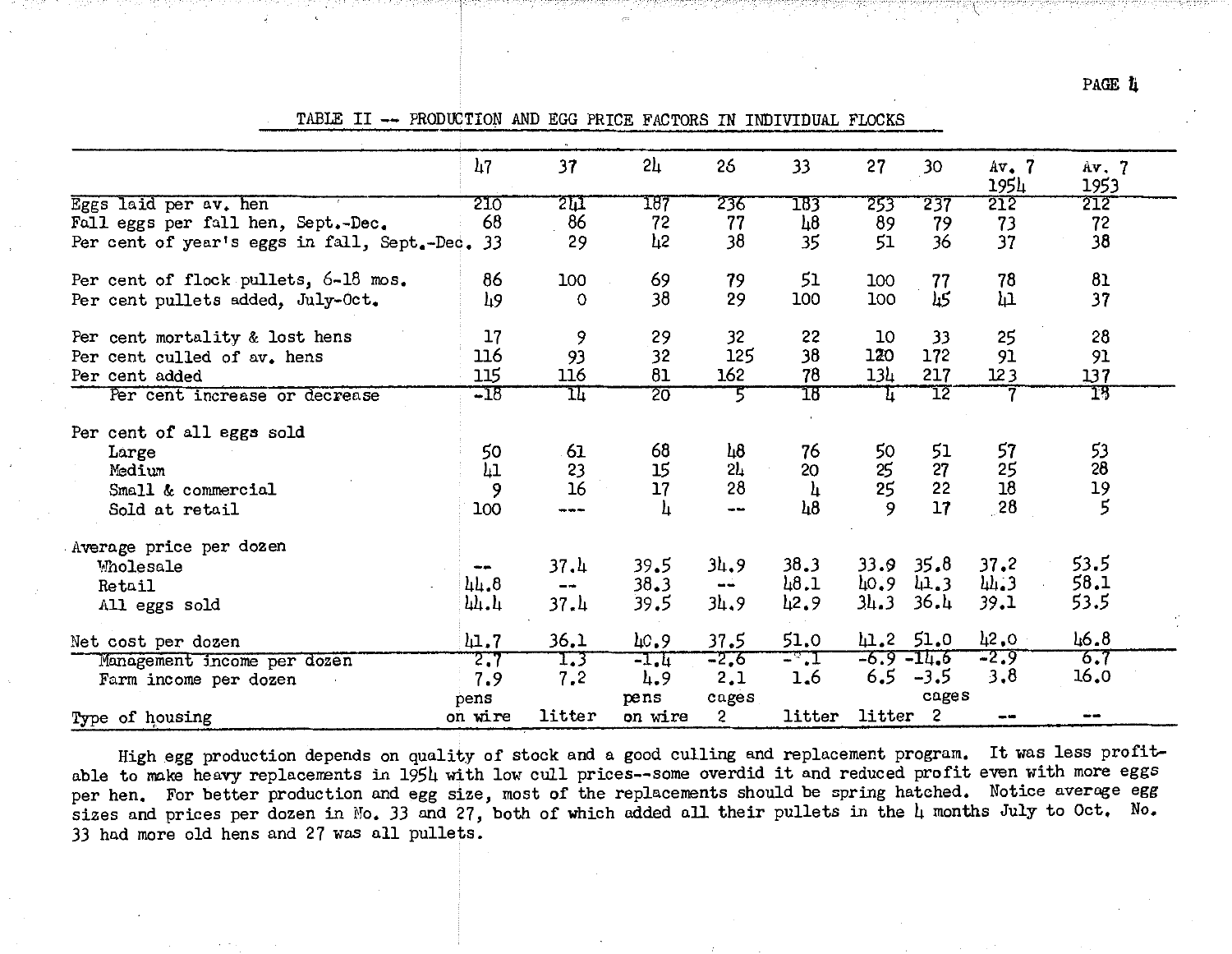## TABLE II -- PRODUCTION AND EGG PRICE FACTORS IN INDIVIDUAL FLOCKS

| | 47 | 37 | 24 | 26 | 33 | 27 | 30 | Av. 7 1954 | Av. 7 1953 |
|---|---|---|---|---|---|---|---|---|---|
| Eggs laid per av. hen | 210 | 241 | 187 | 236 | 183 | 253 | 237 | 212 | 212 |
| Fall eggs per fall hen, Sept.-Dec. | 68 | 86 | 72 | 77 | 48 | 89 | 79 | 73 | 72 |
| Per cent of year's eggs in fall, Sept.-Dec. | 33 | 29 | 42 | 38 | 35 | 51 | 36 | 37 | 38 |
| Per cent of flock pullets, 6-18 mos. | 86 | 100 | 69 | 79 | 51 | 100 | 77 | 78 | 81 |
| Per cent pullets added, July-Oct. | 49 | 0 | 38 | 29 | 100 | 100 | 45 | 41 | 37 |
| Per cent mortality & lost hens | 17 | 9 | 29 | 32 | 22 | 10 | 33 | 25 | 28 |
| Per cent culled of av. hens | 116 | 93 | 32 | 125 | 38 | 120 | 172 | 91 | 91 |
| Per cent added | 115 | 116 | 81 | 162 | 78 | 134 | 217 | 123 | 137 |
| Per cent increase or decrease | -18 | 14 | 20 | 5 | 18 | 4 | 12 | 7 | 18 |
| Per cent of all eggs sold | | | | | | | | | |
| Large | 50 | 61 | 68 | 48 | 76 | 50 | 51 | 57 | 53 |
| Medium | 41 | 23 | 15 | 24 | 20 | 25 | 27 | 25 | 28 |
| Small & commercial | 9 | 16 | 17 | 28 | 4 | 25 | 22 | 18 | 19 |
| Sold at retail | 100 | --- | 4 | -- | 48 | 9 | 17 | 28 | 5 |
| Average price per dozen | | | | | | | | | |
| Wholesale | -- | 37.4 | 39.5 | 34.9 | 38.3 | 33.9 | 35.8 | 37.2 | 53.5 |
| Retail | 44.8 | -- | 38.3 | -- | 48.1 | 40.9 | 41.3 | 44.3 | 58.1 |
| All eggs sold | 44.4 | 37.4 | 39.5 | 34.9 | 42.9 | 34.3 | 36.4 | 39.1 | 53.5 |
| Net cost per dozen | 41.7 | 36.1 | 40.9 | 37.5 | 51.0 | 41.2 | 51.0 | 42.0 | 46.8 |
| Management income per dozen | 2.7 | 1.3 | -1.4 | -2.6 | -?.1 | -6.9 | -14.6 | -2.9 | 6.7 |
| Farm income per dozen | 7.9 | 7.2 | 4.9 | 2.1 | 1.6 | 6.5 | -3.5 | 3.8 | 16.0 |
| Type of housing | pens on wire | litter | pens on wire | cages 2 | litter | litter | cages 2 | -- | -- |

High egg production depends on quality of stock and a good culling and replacement program. It was less profitable to make heavy replacements in 1954 with low cull prices--some overdid it and reduced profit even with more eggs per hen. For better production and egg size, most of the replacements should be spring hatched. Notice average egg sizes and prices per dozen in No. 33 and 27, both of which added all their pullets in the 4 months July to Oct. No. 33 had more old hens and 27 was all pullets.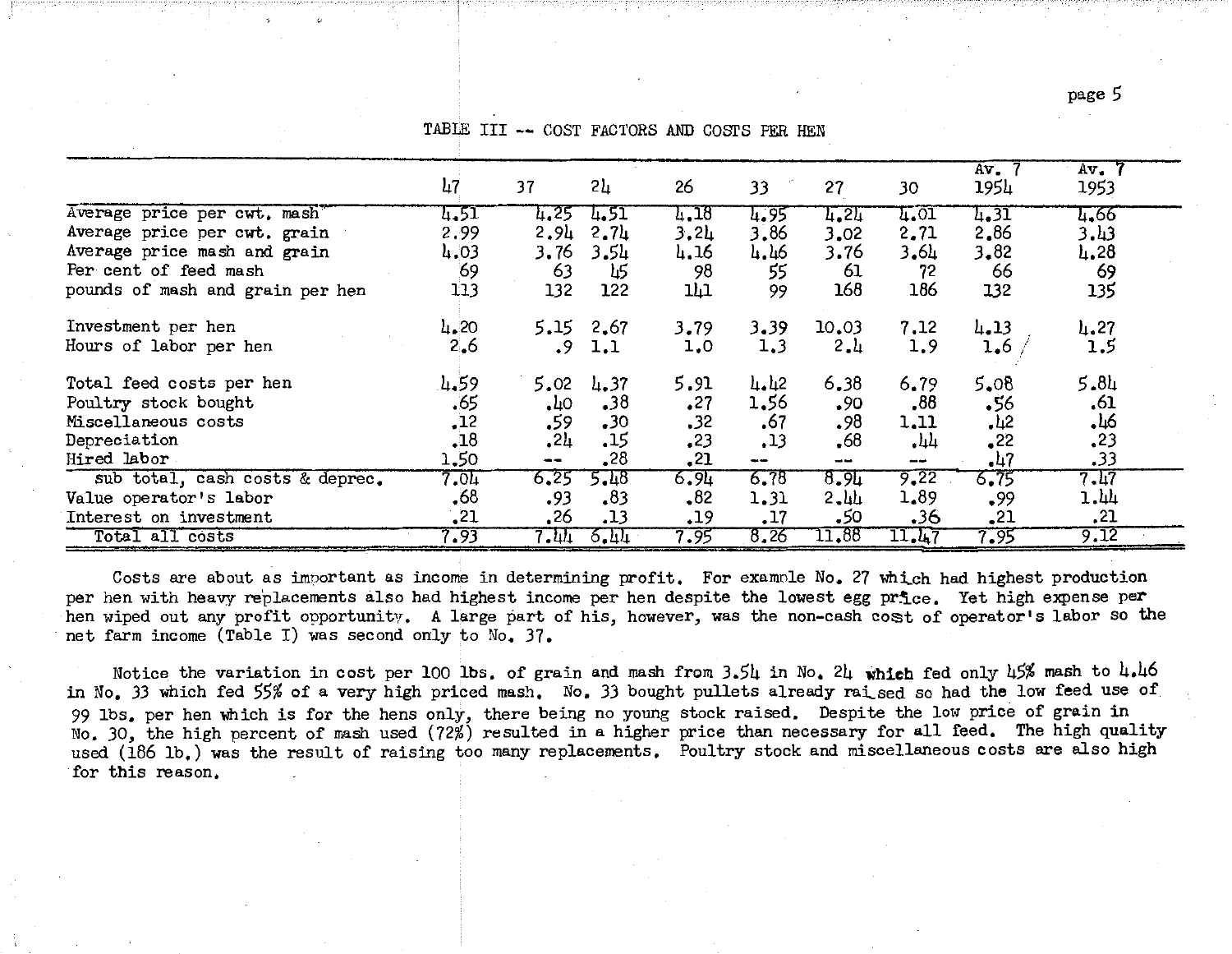TABLE III -- COST FACTORS AND COSTS PER HEN

| | 47 | 37 | 24 | 26 | 33 | 27 | 30 | Av. 7 1954 | Av. 7 1953 |
|---|---|---|---|---|---|---|---|---|---|
| Average price per cwt. mash | 4.51 | 4.25 | 4.51 | 4.18 | 4.95 | 4.24 | 4.01 | 4.31 | 4.66 |
| Average price per cwt. grain | 2.99 | 2.94 | 2.74 | 3.24 | 3.86 | 3.02 | 2.71 | 2.86 | 3.43 |
| Average price mash and grain | 4.03 | 3.76 | 3.54 | 4.16 | 4.46 | 3.76 | 3.64 | 3.82 | 4.28 |
| Per cent of feed mash | 69 | 63 | 45 | 98 | 55 | 61 | 72 | 66 | 69 |
| pounds of mash and grain per hen | 113 | 132 | 122 | 141 | 99 | 168 | 186 | 132 | 135 |
| Investment per hen | 4.20 | 5.15 | 2.67 | 3.79 | 3.39 | 10.03 | 7.12 | 4.13 | 4.27 |
| Hours of labor per hen | 2.6 | .9 | 1.1 | 1.0 | 1.3 | 2.4 | 1.9 | 1.6 | 1.5 |
| Total feed costs per hen | 4.59 | 5.02 | 4.37 | 5.91 | 4.42 | 6.38 | 6.79 | 5.08 | 5.84 |
| Poultry stock bought | .65 | .40 | .38 | .27 | 1.56 | .90 | .88 | .56 | .61 |
| Miscellaneous costs | .12 | .59 | .30 | .32 | .67 | .98 | 1.11 | .42 | .46 |
| Depreciation | .18 | .24 | .15 | .23 | .13 | .68 | .44 | .22 | .23 |
| Hired labor | 1.50 | -- | .28 | .21 | -- | -- | -- | .47 | .33 |
| sub total, cash costs & deprec. | 7.04 | 6.25 | 5.48 | 6.94 | 6.78 | 8.94 | 9.22 | 6.75 | 7.47 |
| Value operator's labor | .68 | .93 | .83 | .82 | 1.31 | 2.44 | 1.89 | .99 | 1.44 |
| Interest on investment | .21 | .26 | .13 | .19 | .17 | .50 | .36 | .21 | .21 |
| Total all costs | 7.93 | 7.44 | 6.44 | 7.95 | 8.26 | 11.88 | 11.47 | 7.95 | 9.12 |

Costs are about as important as income in determining profit. For example No. 27 which had highest production per hen with heavy replacements also had highest income per hen despite the lowest egg price. Yet high expense per hen wiped out any profit opportunity. A large part of his, however, was the non-cash cost of operator's labor so the net farm income (Table I) was second only to No. 37.

Notice the variation in cost per 100 lbs. of grain and mash from 3.54 in No. 24 which fed only 45% mash to 4.46 in No. 33 which fed 55% of a very high priced mash. No. 33 bought pullets already raised so had the low feed use of 99 lbs. per hen which is for the hens only, there being no young stock raised. Despite the low price of grain in No. 30, the high percent of mash used (72%) resulted in a higher price than necessary for all feed. The high quality used (186 lb.) was the result of raising too many replacements. Poultry stock and miscellaneous costs are also high for this reason.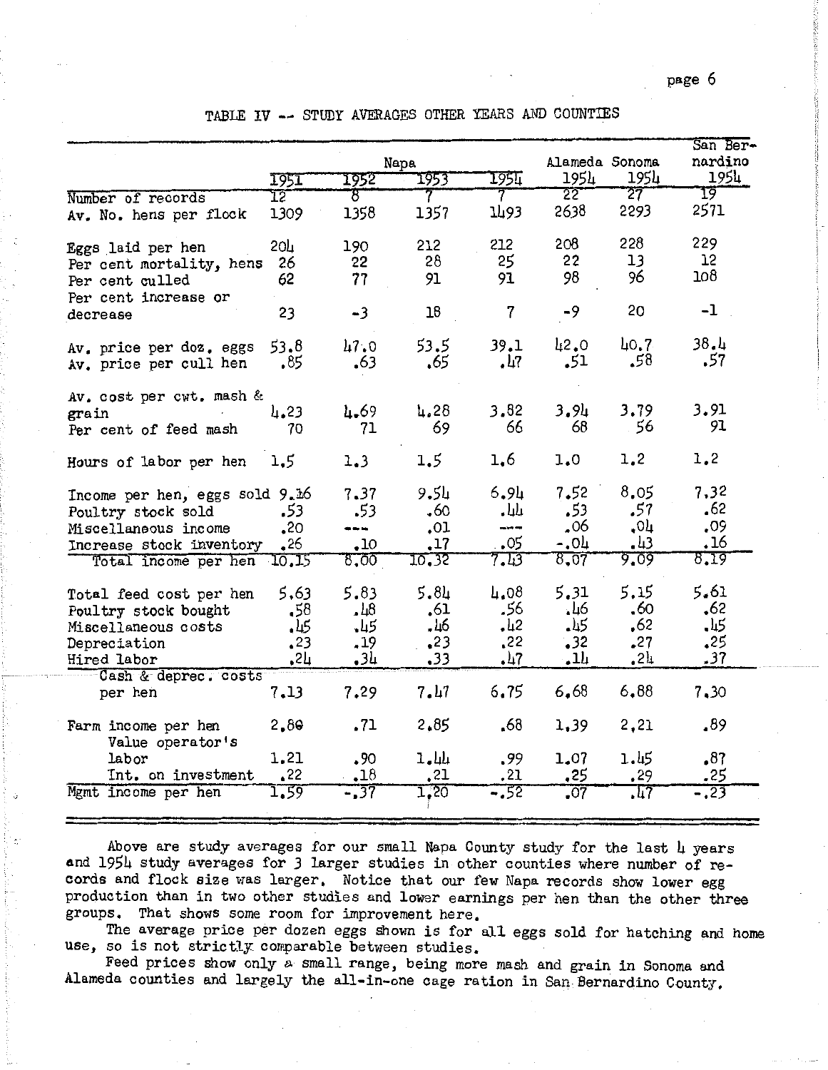## TABLE IV -- STUDY AVERAGES OTHER YEARS AND COUNTIES

| | Napa | | | | Alameda | Sonoma | San Bernardino |
|---|---|---|---|---|---|---|---|
| | 1951 | 1952 | 1953 | 1954 | 1954 | 1954 | 1954 |
| Number of records | 12 | 8 | 7 | 7 | 22 | 27 | 19 |
| Av. No. hens per flock | 1309 | 1358 | 1357 | 1493 | 2638 | 2293 | 2571 |
| Eggs laid per hen | 204 | 190 | 212 | 212 | 208 | 228 | 229 |
| Per cent mortality, hens | 26 | 22 | 28 | 25 | 22 | 13 | 12 |
| Per cent culled | 62 | 77 | 91 | 91 | 98 | 96 | 108 |
| Per cent increase or decrease | 23 | -3 | 18 | 7 | -9 | 20 | -1 |
| Av. price per doz. eggs | 53.8 | 47.0 | 53.5 | 39.1 | 42.0 | 40.7 | 38.4 |
| Av. price per cull hen | .85 | .63 | .65 | .47 | .51 | .58 | .57 |
| Av. cost per cwt. mash & grain | 4.23 | 4.69 | 4.28 | 3.82 | 3.94 | 3.79 | 3.91 |
| Per cent of feed mash | 70 | 71 | 69 | 66 | 68 | 56 | 91 |
| Hours of labor per hen | 1.5 | 1.3 | 1.5 | 1.6 | 1.0 | 1.2 | 1.2 |
| Income per hen, eggs sold | 9.16 | 7.37 | 9.54 | 6.94 | 7.52 | 8.05 | 7.32 |
| Poultry stock sold | .53 | .53 | .60 | .44 | .53 | .57 | .62 |
| Miscellaneous income | .20 | --- | .01 | --- | .06 | .04 | .09 |
| Increase stock inventory | .26 | .10 | .17 | .05 | -.04 | .43 | .16 |
| Total income per hen | 10.15 | 8.00 | 10.32 | 7.43 | 8.07 | 9.09 | 8.19 |
| Total feed cost per hen | 5.63 | 5.83 | 5.84 | 4.08 | 5.31 | 5.15 | 5.61 |
| Poultry stock bought | .58 | .48 | .61 | .56 | .46 | .60 | .62 |
| Miscellaneous costs | .45 | .45 | .46 | .42 | .45 | .62 | .45 |
| Depreciation | .23 | .19 | .23 | .22 | .32 | .27 | .25 |
| Hired labor | .24 | .34 | .33 | .47 | .14 | .24 | .37 |
| Cash & deprec. costs per hen | 7.13 | 7.29 | 7.47 | 6.75 | 6.68 | 6.88 | 7.30 |
| Farm income per hen | 2.80 | .71 | 2.85 | .68 | 1.39 | 2.21 | .89 |
| Value operator's labor | 1.21 | .90 | 1.44 | .99 | 1.07 | 1.45 | .87 |
| Int. on investment | .22 | .18 | .21 | .21 | .25 | .29 | .25 |
| Mgmt income per hen | 1.59 | -.37 | 1.20 | -.52 | .07 | .47 | -.23 |

Above are study averages for our small Napa County study for the last 4 years and 1954 study averages for 3 larger studies in other counties where number of records and flock size was larger. Notice that our few Napa records show lower egg production than in two other studies and lower earnings per hen than the other three groups. That shows some room for improvement here.

The average price per dozen eggs shown is for all eggs sold for hatching and home use, so is not strictly comparable between studies.

Feed prices show only a small range, being more mash and grain in Sonoma and Alameda counties and largely the all-in-one cage ration in San Bernardino County.